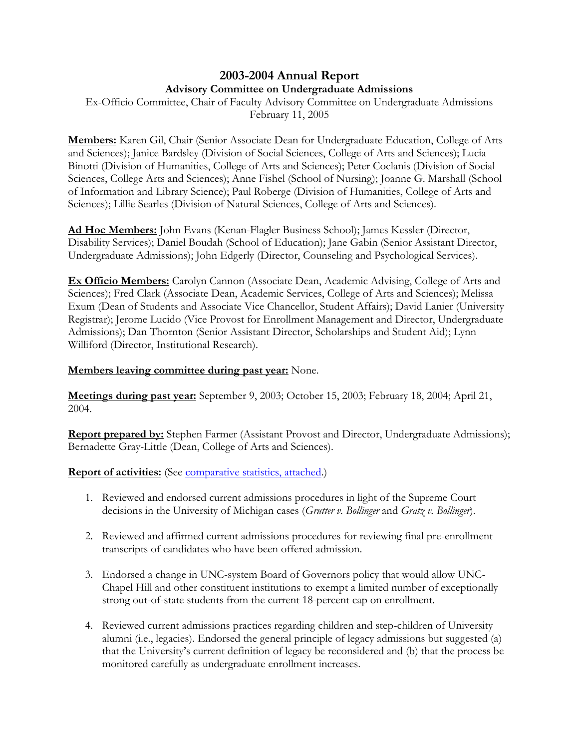# 2003-2004 Annual Report

## Advisory Committee on Undergraduate Admissions

Ex-Officio Committee, Chair of Faculty Advisory Committee on Undergraduate Admissions
February 11, 2005

**Members:** Karen Gil, Chair (Senior Associate Dean for Undergraduate Education, College of Arts and Sciences); Janice Bardsley (Division of Social Sciences, College of Arts and Sciences); Lucia Binotti (Division of Humanities, College of Arts and Sciences); Peter Coclanis (Division of Social Sciences, College Arts and Sciences); Anne Fishel (School of Nursing); Joanne G. Marshall (School of Information and Library Science); Paul Roberge (Division of Humanities, College of Arts and Sciences); Lillie Searles (Division of Natural Sciences, College of Arts and Sciences).

**Ad Hoc Members:** John Evans (Kenan-Flagler Business School); James Kessler (Director, Disability Services); Daniel Boudah (School of Education); Jane Gabin (Senior Assistant Director, Undergraduate Admissions); John Edgerly (Director, Counseling and Psychological Services).

**Ex Officio Members:** Carolyn Cannon (Associate Dean, Academic Advising, College of Arts and Sciences); Fred Clark (Associate Dean, Academic Services, College of Arts and Sciences); Melissa Exum (Dean of Students and Associate Vice Chancellor, Student Affairs); David Lanier (University Registrar); Jerome Lucido (Vice Provost for Enrollment Management and Director, Undergraduate Admissions); Dan Thornton (Senior Assistant Director, Scholarships and Student Aid); Lynn Williford (Director, Institutional Research).

**Members leaving committee during past year:** None.

**Meetings during past year:** September 9, 2003; October 15, 2003; February 18, 2004; April 21, 2004.

**Report prepared by:** Stephen Farmer (Assistant Provost and Director, Undergraduate Admissions); Bernadette Gray-Little (Dean, College of Arts and Sciences).

**Report of activities:** (See comparative statistics, attached.)

1. Reviewed and endorsed current admissions procedures in light of the Supreme Court decisions in the University of Michigan cases (*Grutter v. Bollinger* and *Gratz v. Bollinger*).

2. Reviewed and affirmed current admissions procedures for reviewing final pre-enrollment transcripts of candidates who have been offered admission.

3. Endorsed a change in UNC-system Board of Governors policy that would allow UNC-Chapel Hill and other constituent institutions to exempt a limited number of exceptionally strong out-of-state students from the current 18-percent cap on enrollment.

4. Reviewed current admissions practices regarding children and step-children of University alumni (i.e., legacies). Endorsed the general principle of legacy admissions but suggested (a) that the University's current definition of legacy be reconsidered and (b) that the process be monitored carefully as undergraduate enrollment increases.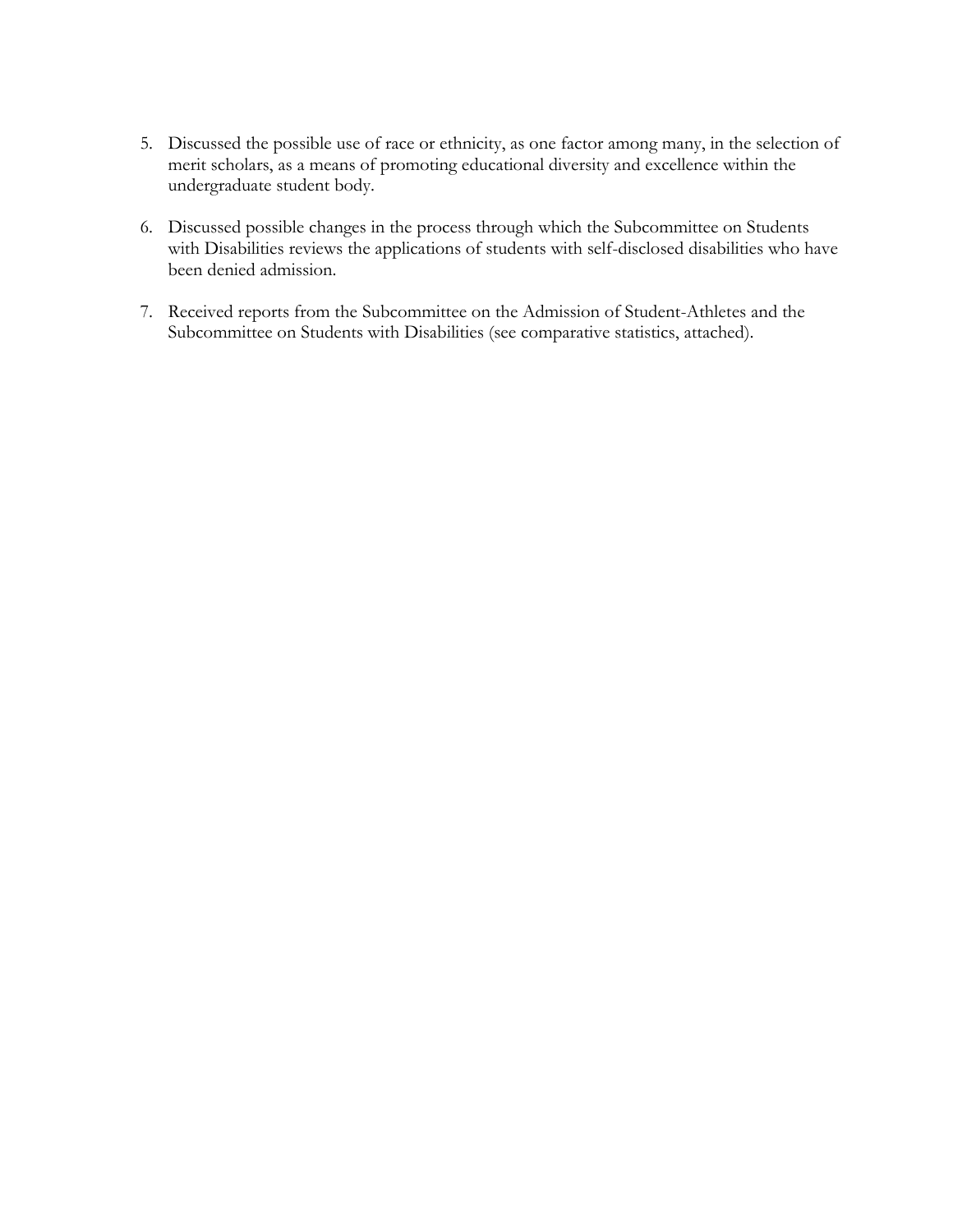5. Discussed the possible use of race or ethnicity, as one factor among many, in the selection of merit scholars, as a means of promoting educational diversity and excellence within the undergraduate student body.

6. Discussed possible changes in the process through which the Subcommittee on Students with Disabilities reviews the applications of students with self-disclosed disabilities who have been denied admission.

7. Received reports from the Subcommittee on the Admission of Student-Athletes and the Subcommittee on Students with Disabilities (see comparative statistics, attached).